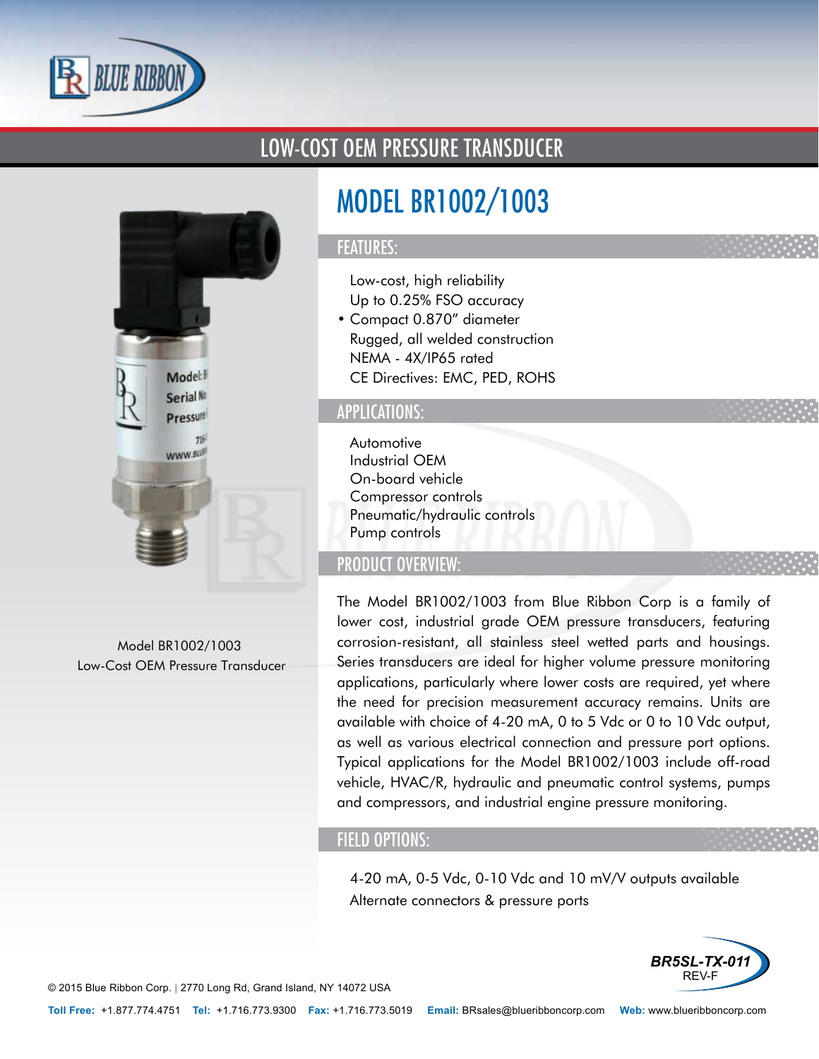# LOW-COST OEM PRESSURE TRANSDUCER

# MODEL BR1002/1003

## FEATURES:

- Low-cost, high reliability
- Up to 0.25% FSO accuracy
- Compact 0.870" diameter
- Rugged, all welded construction
- NEMA - 4X/IP65 rated
- CE Directives: EMC, PED, ROHS

## APPLICATIONS:

- Automotive
- Industrial OEM
- On-board vehicle
- Compressor controls
- Pneumatic/hydraulic controls
- Pump controls

## PRODUCT OVERVIEW:

The Model BR1002/1003 from Blue Ribbon Corp is a family of lower cost, industrial grade OEM pressure transducers, featuring corrosion-resistant, all stainless steel wetted parts and housings. Series transducers are ideal for higher volume pressure monitoring applications, particularly where lower costs are required, yet where the need for precision measurement accuracy remains. Units are available with choice of 4-20 mA, 0 to 5 Vdc or 0 to 10 Vdc output, as well as various electrical connection and pressure port options. Typical applications for the Model BR1002/1003 include off-road vehicle, HVAC/R, hydraulic and pneumatic control systems, pumps and compressors, and industrial engine pressure monitoring.

## FIELD OPTIONS:

- 4-20 mA, 0-5 Vdc, 0-10 Vdc and 10 mV/V outputs available
- Alternate connectors & pressure ports

Model BR1002/1003
Low-Cost OEM Pressure Transducer

BR5SL-TX-011
REV-F

© 2015 Blue Ribbon Corp. | 2770 Long Rd, Grand Island, NY 14072 USA

**Toll Free:** +1.877.774.4751 **Tel:** +1.716.773.9300 **Fax:** +1.716.773.5019 **Email:** BRsales@blueribboncorp.com **Web:** www.blueribboncorp.com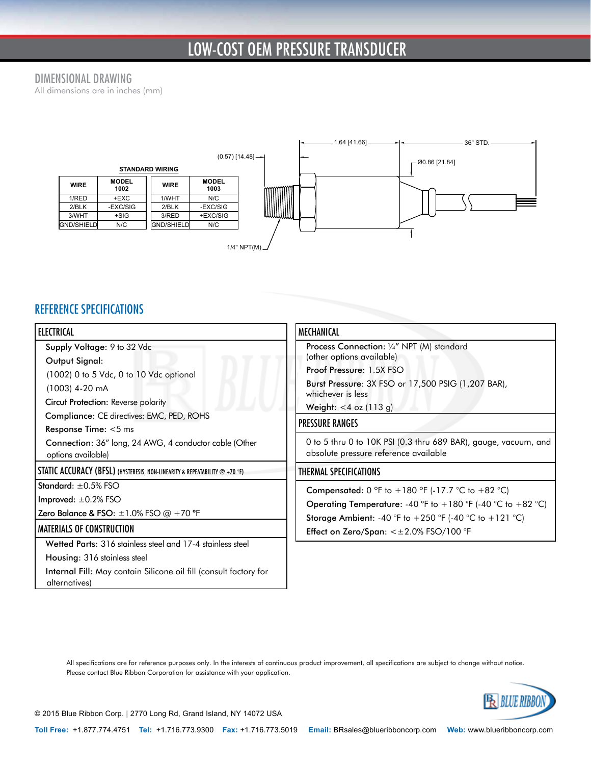# LOW-COST OEM PRESSURE TRANSDUCER

## DIMENSIONAL DRAWING

All dimensions are in inches (mm)

**STANDARD WIRING**

| WIRE | MODEL 1002 |
|---|---|
| 1/RED | +EXC |
| 2/BLK | -EXC/SIG |
| 3/WHT | +SIG |
| GND/SHIELD | N/C |

| WIRE | MODEL 1003 |
|---|---|
| 1/WHT | N/C |
| 2/BLK | -EXC/SIG |
| 3/RED | +EXC/SIG |
| GND/SHIELD | N/C |

(0.57) [14.48]

1.64 [41.66]

36" STD.

Ø0.86 [21.84]

1/4" NPT(M)

## REFERENCE SPECIFICATIONS

### ELECTRICAL

**Supply Voltage:** 9 to 32 Vdc

**Output Signal:**

(1002) 0 to 5 Vdc, 0 to 10 Vdc optional

(1003) 4-20 mA

**Circut Protection:** Reverse polarity

**Compliance:** CE directives: EMC, PED, ROHS

**Response Time:** <5 ms

**Connection:** 36" long, 24 AWG, 4 conductor cable (Other options available)

### STATIC ACCURACY (BFSL) (HYSTERESIS, NON-LINEARITY & REPEATABILITY @ +70 °F)

**Standard:** ±0.5% FSO

**Improved:** ±0.2% FSO

**Zero Balance & FSO:** ±1.0% FSO @ +70 °F

### MATERIALS OF CONSTRUCTION

**Wetted Parts:** 316 stainless steel and 17-4 stainless steel

**Housing:** 316 stainless steel

**Internal Fill:** May contain Silicone oil fill (consult factory for alternatives)

### MECHANICAL

**Process Connection:** ¼" NPT (M) standard (other options available)

**Proof Pressure:** 1.5X FSO

**Burst Pressure:** 3X FSO or 17,500 PSIG (1,207 BAR), whichever is less

**Weight:** <4 oz (113 g)

### PRESSURE RANGES

0 to 5 thru 0 to 10K PSI (0.3 thru 689 BAR), gauge, vacuum, and absolute pressure reference available

### THERMAL SPECIFICATIONS

**Compensated:** 0 °F to +180 °F (-17.7 °C to +82 °C)

**Operating Temperature:** -40 °F to +180 °F (-40 °C to +82 °C)

**Storage Ambient:** -40 °F to +250 °F (-40 °C to +121 °C)

**Effect on Zero/Span:** <±2.0% FSO/100 °F

All specifications are for reference purposes only. In the interests of continuous product improvement, all specifications are subject to change without notice. Please contact Blue Ribbon Corporation for assistance with your application.

© 2015 Blue Ribbon Corp. | 2770 Long Rd, Grand Island, NY 14072 USA

**Toll Free:** +1.877.774.4751 **Tel:** +1.716.773.9300 **Fax:** +1.716.773.5019 **Email:** BRsales@blueribboncorp.com **Web:** www.blueribboncorp.com